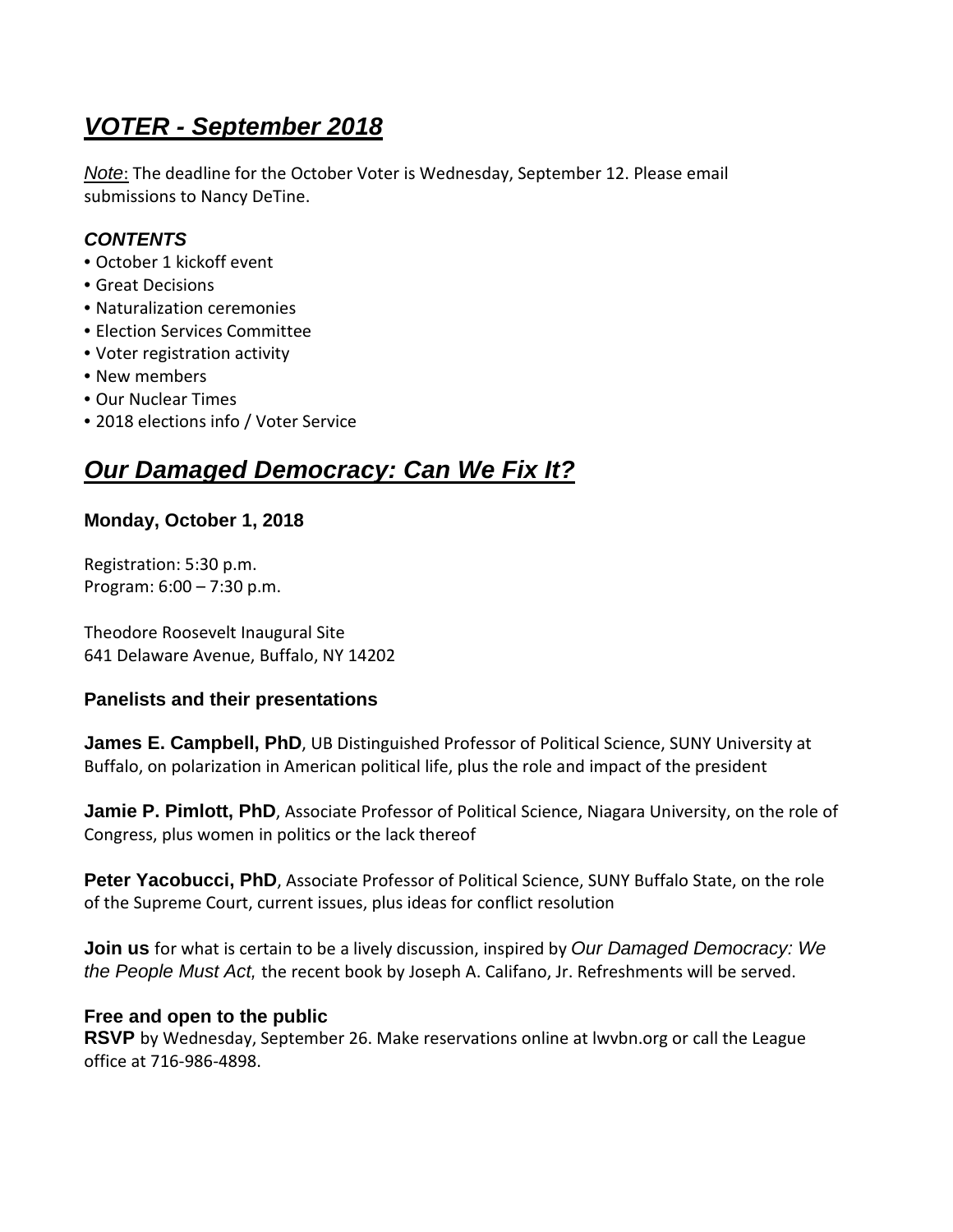# *VOTER - September 2018*

*Note*: The deadline for the October Voter is Wednesday, September 12. Please email submissions to Nancy DeTine.

### *CONTENTS*

- October 1 kickoff event
- Great Decisions
- Naturalization ceremonies
- Election Services Committee
- Voter registration activity
- New members
- Our Nuclear Times
- 2018 elections info / Voter Service

# *Our Damaged Democracy: Can We Fix It?*

### Monday, October 1, 2018

Registration: 5:30 p.m.
Program: 6:00 – 7:30 p.m.

Theodore Roosevelt Inaugural Site
641 Delaware Avenue, Buffalo, NY 14202

### Panelists and their presentations

**James E. Campbell, PhD**, UB Distinguished Professor of Political Science, SUNY University at Buffalo, on polarization in American political life, plus the role and impact of the president

**Jamie P. Pimlott, PhD**, Associate Professor of Political Science, Niagara University, on the role of Congress, plus women in politics or the lack thereof

**Peter Yacobucci, PhD**, Associate Professor of Political Science, SUNY Buffalo State, on the role of the Supreme Court, current issues, plus ideas for conflict resolution

**Join us** for what is certain to be a lively discussion, inspired by *Our Damaged Democracy: We the People Must Act*, the recent book by Joseph A. Califano, Jr. Refreshments will be served.

**Free and open to the public**
**RSVP** by Wednesday, September 26. Make reservations online at lwvbn.org or call the League office at 716-986-4898.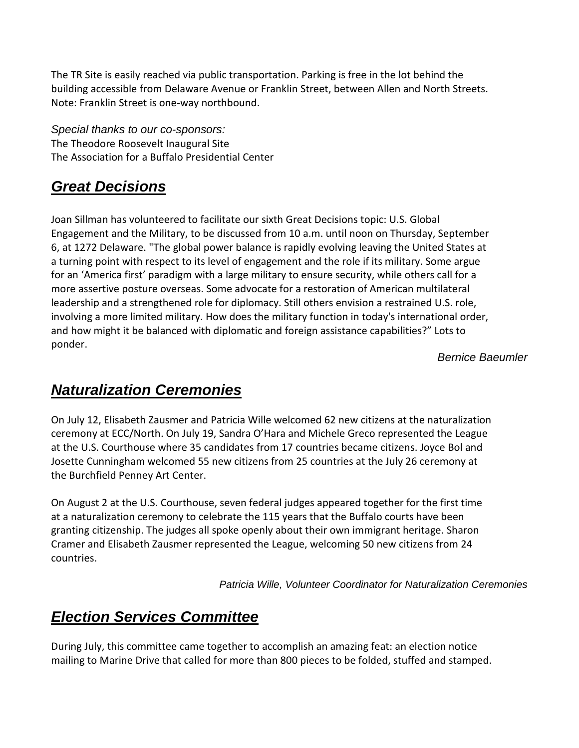The TR Site is easily reached via public transportation. Parking is free in the lot behind the building accessible from Delaware Avenue or Franklin Street, between Allen and North Streets. Note: Franklin Street is one-way northbound.

*Special thanks to our co-sponsors:*
The Theodore Roosevelt Inaugural Site
The Association for a Buffalo Presidential Center

## ***Great Decisions***

Joan Sillman has volunteered to facilitate our sixth Great Decisions topic: U.S. Global Engagement and the Military, to be discussed from 10 a.m. until noon on Thursday, September 6, at 1272 Delaware. "The global power balance is rapidly evolving leaving the United States at a turning point with respect to its level of engagement and the role if its military. Some argue for an 'America first' paradigm with a large military to ensure security, while others call for a more assertive posture overseas. Some advocate for a restoration of American multilateral leadership and a strengthened role for diplomacy. Still others envision a restrained U.S. role, involving a more limited military. How does the military function in today's international order, and how might it be balanced with diplomatic and foreign assistance capabilities?" Lots to ponder.

*Bernice Baeumler*

## ***Naturalization Ceremonies***

On July 12, Elisabeth Zausmer and Patricia Wille welcomed 62 new citizens at the naturalization ceremony at ECC/North. On July 19, Sandra O'Hara and Michele Greco represented the League at the U.S. Courthouse where 35 candidates from 17 countries became citizens. Joyce Bol and Josette Cunningham welcomed 55 new citizens from 25 countries at the July 26 ceremony at the Burchfield Penney Art Center.

On August 2 at the U.S. Courthouse, seven federal judges appeared together for the first time at a naturalization ceremony to celebrate the 115 years that the Buffalo courts have been granting citizenship. The judges all spoke openly about their own immigrant heritage. Sharon Cramer and Elisabeth Zausmer represented the League, welcoming 50 new citizens from 24 countries.

*Patricia Wille, Volunteer Coordinator for Naturalization Ceremonies*

## ***Election Services Committee***

During July, this committee came together to accomplish an amazing feat: an election notice mailing to Marine Drive that called for more than 800 pieces to be folded, stuffed and stamped.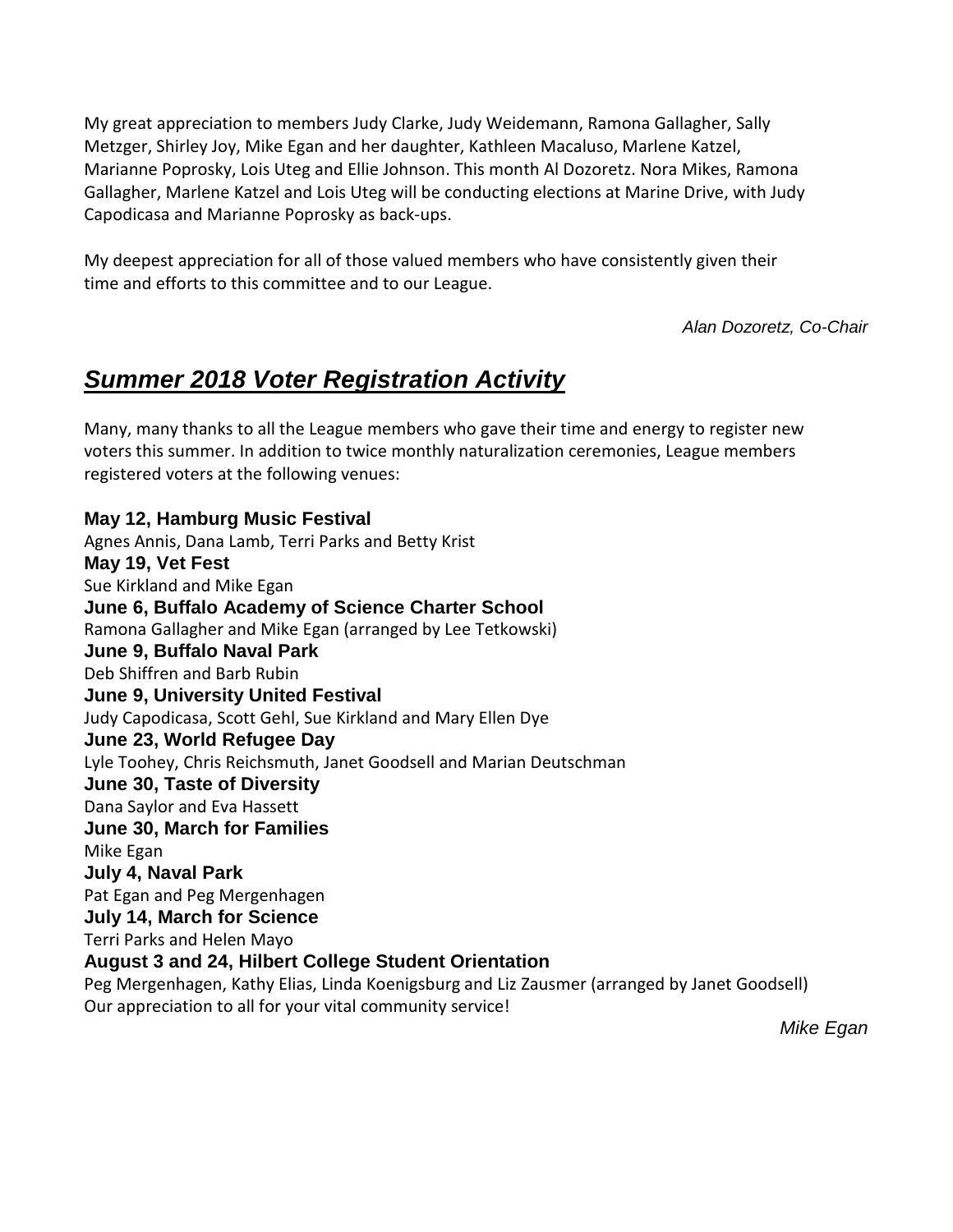My great appreciation to members Judy Clarke, Judy Weidemann, Ramona Gallagher, Sally Metzger, Shirley Joy, Mike Egan and her daughter, Kathleen Macaluso, Marlene Katzel, Marianne Poprosky, Lois Uteg and Ellie Johnson. This month Al Dozoretz. Nora Mikes, Ramona Gallagher, Marlene Katzel and Lois Uteg will be conducting elections at Marine Drive, with Judy Capodicasa and Marianne Poprosky as back-ups.

My deepest appreciation for all of those valued members who have consistently given their time and efforts to this committee and to our League.

*Alan Dozoretz, Co-Chair*

## ***Summer 2018 Voter Registration Activity***

Many, many thanks to all the League members who gave their time and energy to register new voters this summer. In addition to twice monthly naturalization ceremonies, League members registered voters at the following venues:

**May 12, Hamburg Music Festival**
Agnes Annis, Dana Lamb, Terri Parks and Betty Krist
**May 19, Vet Fest**
Sue Kirkland and Mike Egan
**June 6, Buffalo Academy of Science Charter School**
Ramona Gallagher and Mike Egan (arranged by Lee Tetkowski)
**June 9, Buffalo Naval Park**
Deb Shiffren and Barb Rubin
**June 9, University United Festival**
Judy Capodicasa, Scott Gehl, Sue Kirkland and Mary Ellen Dye
**June 23, World Refugee Day**
Lyle Toohey, Chris Reichsmuth, Janet Goodsell and Marian Deutschman
**June 30, Taste of Diversity**
Dana Saylor and Eva Hassett
**June 30, March for Families**
Mike Egan
**July 4, Naval Park**
Pat Egan and Peg Mergenhagen
**July 14, March for Science**
Terri Parks and Helen Mayo
**August 3 and 24, Hilbert College Student Orientation**
Peg Mergenhagen, Kathy Elias, Linda Koenigsburg and Liz Zausmer (arranged by Janet Goodsell)
Our appreciation to all for your vital community service!

*Mike Egan*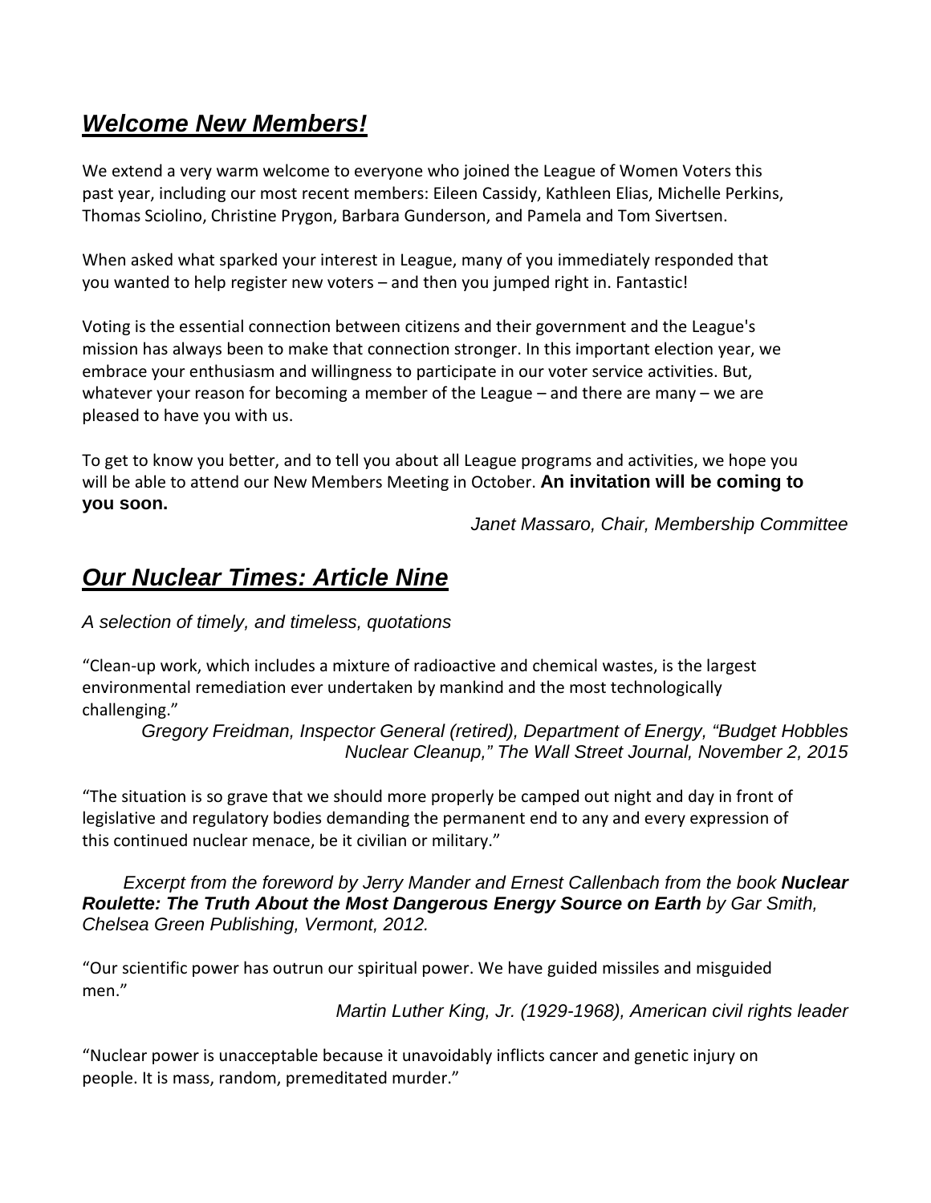## ***Welcome New Members!***

We extend a very warm welcome to everyone who joined the League of Women Voters this past year, including our most recent members: Eileen Cassidy, Kathleen Elias, Michelle Perkins, Thomas Sciolino, Christine Prygon, Barbara Gunderson, and Pamela and Tom Sivertsen.

When asked what sparked your interest in League, many of you immediately responded that you wanted to help register new voters – and then you jumped right in. Fantastic!

Voting is the essential connection between citizens and their government and the League's mission has always been to make that connection stronger. In this important election year, we embrace your enthusiasm and willingness to participate in our voter service activities. But, whatever your reason for becoming a member of the League – and there are many – we are pleased to have you with us.

To get to know you better, and to tell you about all League programs and activities, we hope you will be able to attend our New Members Meeting in October. **An invitation will be coming to you soon.**

*Janet Massaro, Chair, Membership Committee*

## ***Our Nuclear Times: Article Nine***

*A selection of timely, and timeless, quotations*

"Clean-up work, which includes a mixture of radioactive and chemical wastes, is the largest environmental remediation ever undertaken by mankind and the most technologically challenging."

*Gregory Freidman, Inspector General (retired), Department of Energy, "Budget Hobbles Nuclear Cleanup," The Wall Street Journal, November 2, 2015*

"The situation is so grave that we should more properly be camped out night and day in front of legislative and regulatory bodies demanding the permanent end to any and every expression of this continued nuclear menace, be it civilian or military."

*Excerpt from the foreword by Jerry Mander and Ernest Callenbach from the book* ***Nuclear Roulette: The Truth About the Most Dangerous Energy Source on Earth*** *by Gar Smith, Chelsea Green Publishing, Vermont, 2012.*

"Our scientific power has outrun our spiritual power. We have guided missiles and misguided men."

*Martin Luther King, Jr. (1929-1968), American civil rights leader*

"Nuclear power is unacceptable because it unavoidably inflicts cancer and genetic injury on people. It is mass, random, premeditated murder."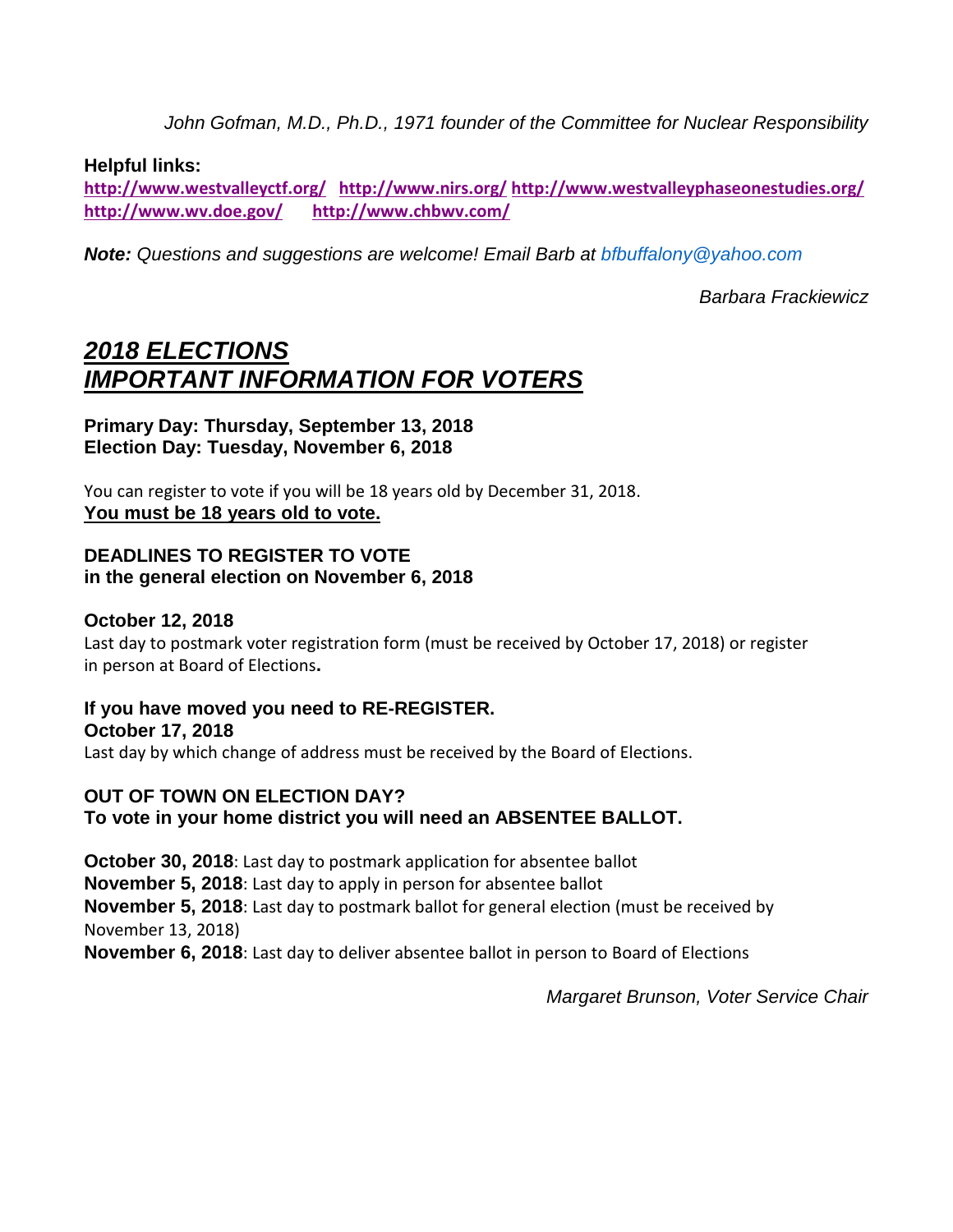*John Gofman, M.D., Ph.D., 1971 founder of the Committee for Nuclear Responsibility*

**Helpful links:**
**http://www.westvalleyctf.org/** **http://www.nirs.org/** **http://www.westvalleyphaseonestudies.org/** **http://www.wv.doe.gov/** **http://www.chbwv.com/**

***Note:*** *Questions and suggestions are welcome! Email Barb at bfbuffalony@yahoo.com*

*Barbara Frackiewicz*

# *2018 ELECTIONS IMPORTANT INFORMATION FOR VOTERS*

**Primary Day: Thursday, September 13, 2018**
**Election Day: Tuesday, November 6, 2018**

You can register to vote if you will be 18 years old by December 31, 2018.
**You must be 18 years old to vote.**

**DEADLINES TO REGISTER TO VOTE**
**in the general election on November 6, 2018**

**October 12, 2018**
Last day to postmark voter registration form (must be received by October 17, 2018) or register in person at Board of Elections**.**

**If you have moved you need to RE-REGISTER.**
**October 17, 2018**
Last day by which change of address must be received by the Board of Elections.

**OUT OF TOWN ON ELECTION DAY?**
**To vote in your home district you will need an ABSENTEE BALLOT.**

**October 30, 2018**: Last day to postmark application for absentee ballot
**November 5, 2018**: Last day to apply in person for absentee ballot
**November 5, 2018**: Last day to postmark ballot for general election (must be received by November 13, 2018)
**November 6, 2018**: Last day to deliver absentee ballot in person to Board of Elections

*Margaret Brunson, Voter Service Chair*